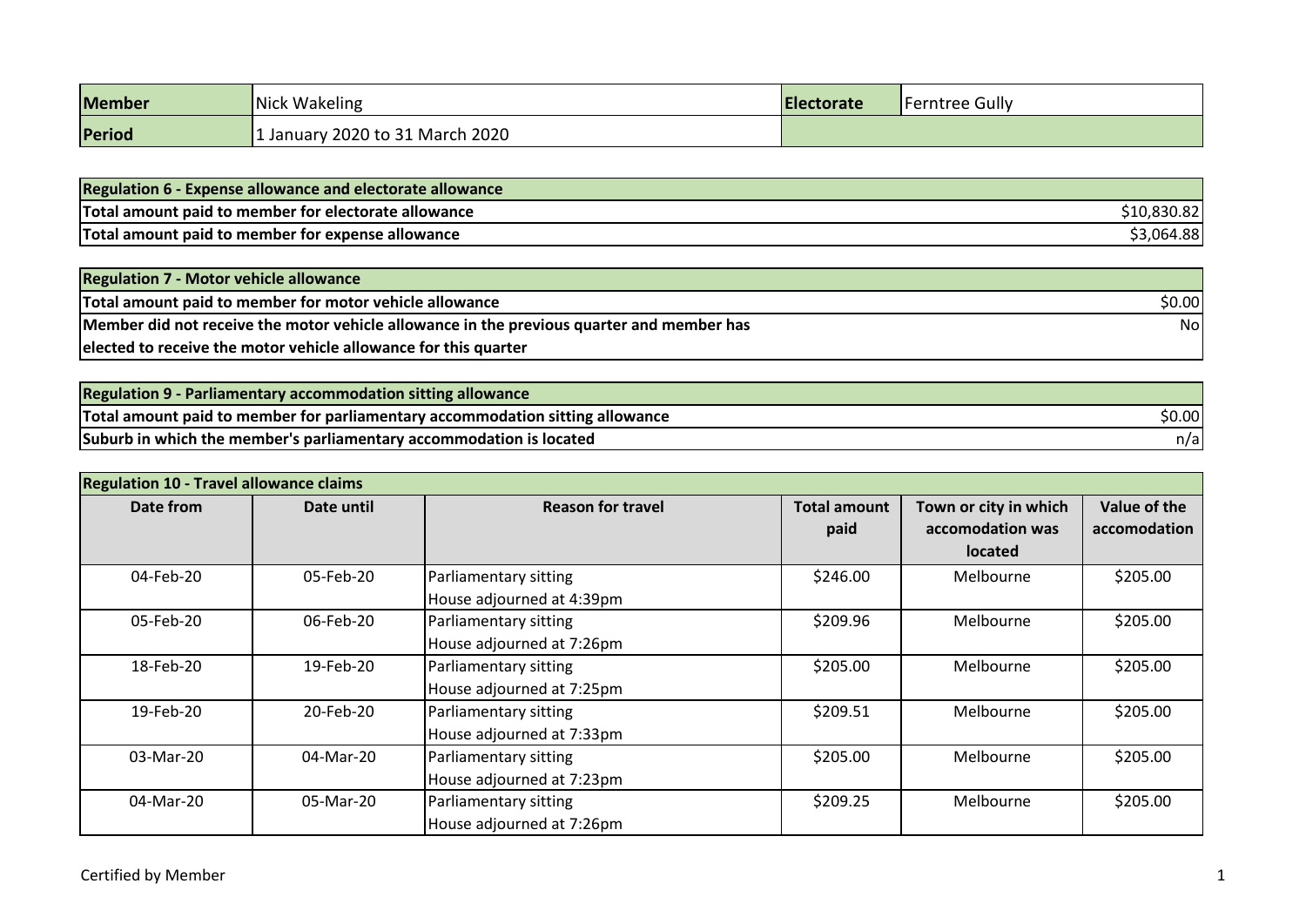| Member | Nick Wakeling | Electorate | Ferntree Gully |
|---|---|---|---|
| Period | 1 January 2020 to 31 March 2020 | | |

| Regulation 6 - Expense allowance and electorate allowance | |
|---|---|
| Total amount paid to member for electorate allowance | $10,830.82 |
| Total amount paid to member for expense allowance | $3,064.88 |

| Regulation 7 - Motor vehicle allowance | |
|---|---|
| Total amount paid to member for motor vehicle allowance | $0.00 |
| Member did not receive the motor vehicle allowance in the previous quarter and member has elected to receive the motor vehicle allowance for this quarter | No |

| Regulation 9 - Parliamentary accommodation sitting allowance | |
|---|---|
| Total amount paid to member for parliamentary accommodation sitting allowance | $0.00 |
| Suburb in which the member's parliamentary accommodation is located | n/a |

**Regulation 10 - Travel allowance claims**

| Date from | Date until | Reason for travel | Total amount paid | Town or city in which accomodation was located | Value of the accomodation |
|---|---|---|---|---|---|
| 04-Feb-20 | 05-Feb-20 | Parliamentary sitting<br>House adjourned at 4:39pm | $246.00 | Melbourne | $205.00 |
| 05-Feb-20 | 06-Feb-20 | Parliamentary sitting<br>House adjourned at 7:26pm | $209.96 | Melbourne | $205.00 |
| 18-Feb-20 | 19-Feb-20 | Parliamentary sitting<br>House adjourned at 7:25pm | $205.00 | Melbourne | $205.00 |
| 19-Feb-20 | 20-Feb-20 | Parliamentary sitting<br>House adjourned at 7:33pm | $209.51 | Melbourne | $205.00 |
| 03-Mar-20 | 04-Mar-20 | Parliamentary sitting<br>House adjourned at 7:23pm | $205.00 | Melbourne | $205.00 |
| 04-Mar-20 | 05-Mar-20 | Parliamentary sitting<br>House adjourned at 7:26pm | $209.25 | Melbourne | $205.00 |

Certified by Member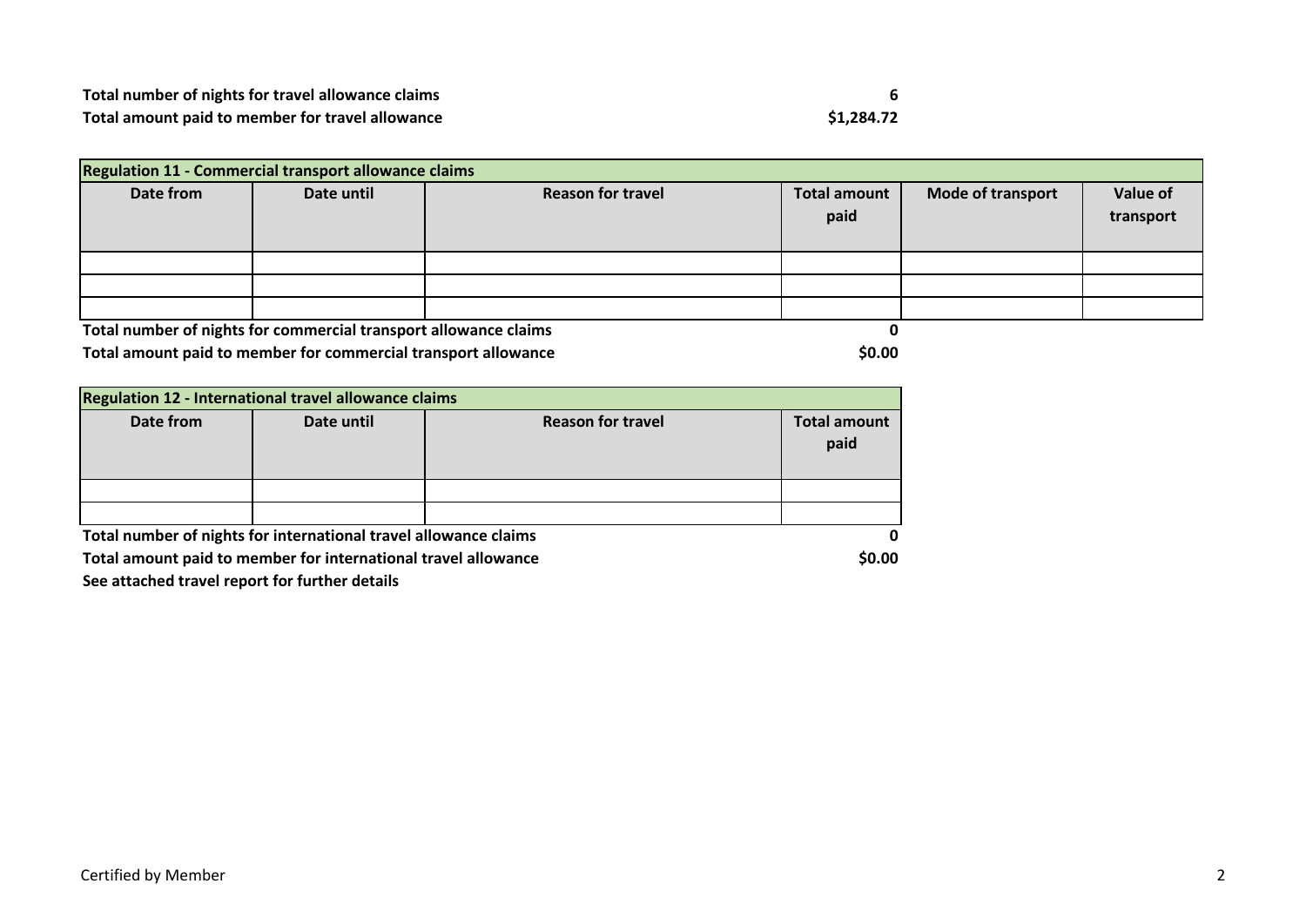**Total number of nights for travel allowance claims** **6**

**Total amount paid to member for travel allowance** **$1,284.72**

| Regulation 11 - Commercial transport allowance claims | | | | | |
|---|---|---|---|---|---|
| **Date from** | **Date until** | **Reason for travel** | **Total amount paid** | **Mode of transport** | **Value of transport** |
| | | | | | |
| | | | | | |
| | | | | | |

**Total number of nights for commercial transport allowance claims** **0**

**Total amount paid to member for commercial transport allowance** **$0.00**

| Regulation 12 - International travel allowance claims | | | |
|---|---|---|---|
| **Date from** | **Date until** | **Reason for travel** | **Total amount paid** |
| | | | |
| | | | |

**Total number of nights for international travel allowance claims** **0**

**Total amount paid to member for international travel allowance** **$0.00**

**See attached travel report for further details**

Certified by Member